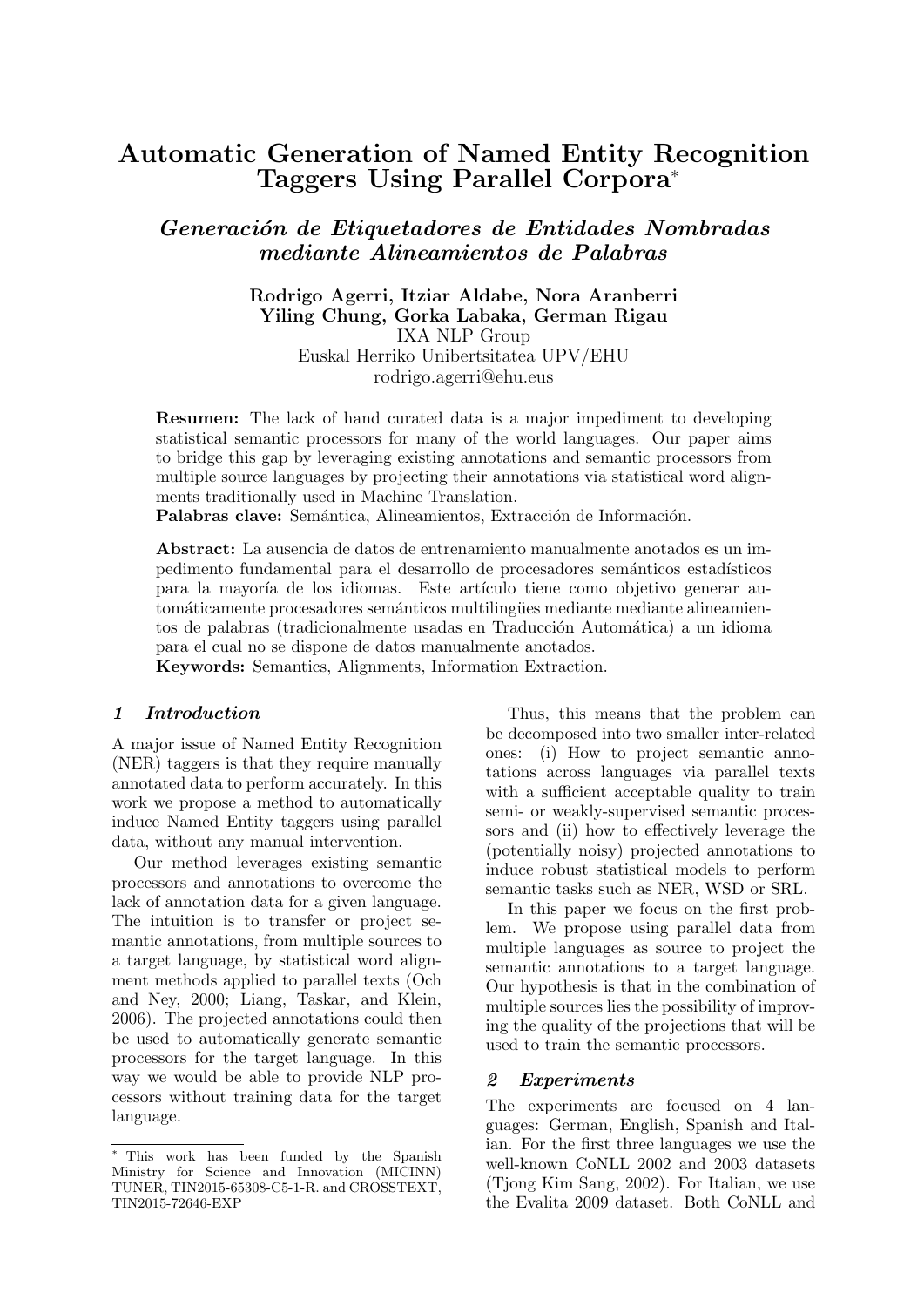# Automatic Generation of Named Entity Recognition Taggers Using Parallel Corpora*

## *Generación de Etiquetadores de Entidades Nombradas mediante Alineamientos de Palabras*

**Rodrigo Agerri, Itziar Aldabe, Nora Aranberri**
**Yiling Chung, Gorka Labaka, German Rigau**
IXA NLP Group
Euskal Herriko Unibertsitatea UPV/EHU
rodrigo.agerri@ehu.eus

**Resumen:** The lack of hand curated data is a major impediment to developing statistical semantic processors for many of the world languages. Our paper aims to bridge this gap by leveraging existing annotations and semantic processors from multiple source languages by projecting their annotations via statistical word alignments traditionally used in Machine Translation.
**Palabras clave:** Semántica, Alineamientos, Extracción de Información.

**Abstract:** La ausencia de datos de entrenamiento manualmente anotados es un impedimento fundamental para el desarrollo de procesadores semánticos estadísticos para la mayoría de los idiomas. Este artículo tiene como objetivo generar automáticamente procesadores semánticos multilingües mediante mediante alineamientos de palabras (tradicionalmente usadas en Traducción Automática) a un idioma para el cual no se dispone de datos manualmente anotados.
**Keywords:** Semantics, Alignments, Information Extraction.

### *1 Introduction*

A major issue of Named Entity Recognition (NER) taggers is that they require manually annotated data to perform accurately. In this work we propose a method to automatically induce Named Entity taggers using parallel data, without any manual intervention.

Our method leverages existing semantic processors and annotations to overcome the lack of annotation data for a given language. The intuition is to transfer or project semantic annotations, from multiple sources to a target language, by statistical word alignment methods applied to parallel texts (Och and Ney, 2000; Liang, Taskar, and Klein, 2006). The projected annotations could then be used to automatically generate semantic processors for the target language. In this way we would be able to provide NLP processors without training data for the target language.

Thus, this means that the problem can be decomposed into two smaller inter-related ones: (i) How to project semantic annotations across languages via parallel texts with a sufficient acceptable quality to train semi- or weakly-supervised semantic processors and (ii) how to effectively leverage the (potentially noisy) projected annotations to induce robust statistical models to perform semantic tasks such as NER, WSD or SRL.

In this paper we focus on the first problem. We propose using parallel data from multiple languages as source to project the semantic annotations to a target language. Our hypothesis is that in the combination of multiple sources lies the possibility of improving the quality of the projections that will be used to train the semantic processors.

### *2 Experiments*

The experiments are focused on 4 languages: German, English, Spanish and Italian. For the first three languages we use the well-known CoNLL 2002 and 2003 datasets (Tjong Kim Sang, 2002). For Italian, we use the Evalita 2009 dataset. Both CoNLL and

* This work has been funded by the Spanish Ministry for Science and Innovation (MICINN) TUNER, TIN2015-65308-C5-1-R. and CROSSTEXT, TIN2015-72646-EXP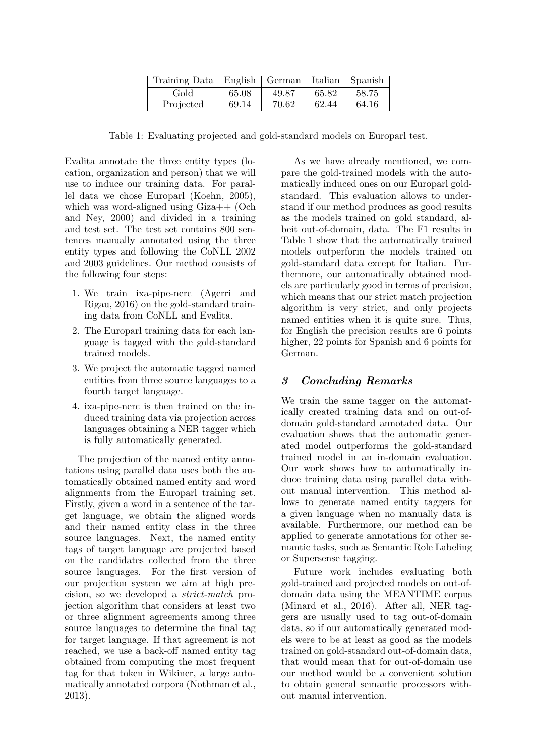| Training Data | English | German | Italian | Spanish |
| --- | --- | --- | --- | --- |
| Gold | 65.08 | 49.87 | 65.82 | 58.75 |
| Projected | 69.14 | 70.62 | 62.44 | 64.16 |

Table 1: Evaluating projected and gold-standard models on Europarl test.

Evalita annotate the three entity types (location, organization and person) that we will use to induce our training data. For parallel data we chose Europarl (Koehn, 2005), which was word-aligned using Giza++ (Och and Ney, 2000) and divided in a training and test set. The test set contains 800 sentences manually annotated using the three entity types and following the CoNLL 2002 and 2003 guidelines. Our method consists of the following four steps:

1. We train ixa-pipe-nerc (Agerri and Rigau, 2016) on the gold-standard training data from CoNLL and Evalita.
2. The Europarl training data for each language is tagged with the gold-standard trained models.
3. We project the automatic tagged named entities from three source languages to a fourth target language.
4. ixa-pipe-nerc is then trained on the induced training data via projection across languages obtaining a NER tagger which is fully automatically generated.

The projection of the named entity annotations using parallel data uses both the automatically obtained named entity and word alignments from the Europarl training set. Firstly, given a word in a sentence of the target language, we obtain the aligned words and their named entity class in the three source languages. Next, the named entity tags of target language are projected based on the candidates collected from the three source languages. For the first version of our projection system we aim at high precision, so we developed a *strict-match* projection algorithm that considers at least two or three alignment agreements among three source languages to determine the final tag for target language. If that agreement is not reached, we use a back-off named entity tag obtained from computing the most frequent tag for that token in Wikiner, a large automatically annotated corpora (Nothman et al., 2013).

As we have already mentioned, we compare the gold-trained models with the automatically induced ones on our Europarl gold-standard. This evaluation allows to understand if our method produces as good results as the models trained on gold standard, albeit out-of-domain, data. The F1 results in Table 1 show that the automatically trained models outperform the models trained on gold-standard data except for Italian. Furthermore, our automatically obtained models are particularly good in terms of precision, which means that our strict match projection algorithm is very strict, and only projects named entities when it is quite sure. Thus, for English the precision results are 6 points higher, 22 points for Spanish and 6 points for German.

## *3 Concluding Remarks*

We train the same tagger on the automatically created training data and on out-of-domain gold-standard annotated data. Our evaluation shows that the automatic generated model outperforms the gold-standard trained model in an in-domain evaluation. Our work shows how to automatically induce training data using parallel data without manual intervention. This method allows to generate named entity taggers for a given language when no manually data is available. Furthermore, our method can be applied to generate annotations for other semantic tasks, such as Semantic Role Labeling or Supersense tagging.

Future work includes evaluating both gold-trained and projected models on out-of-domain data using the MEANTIME corpus (Minard et al., 2016). After all, NER taggers are usually used to tag out-of-domain data, so if our automatically generated models were to be at least as good as the models trained on gold-standard out-of-domain data, that would mean that for out-of-domain use our method would be a convenient solution to obtain general semantic processors without manual intervention.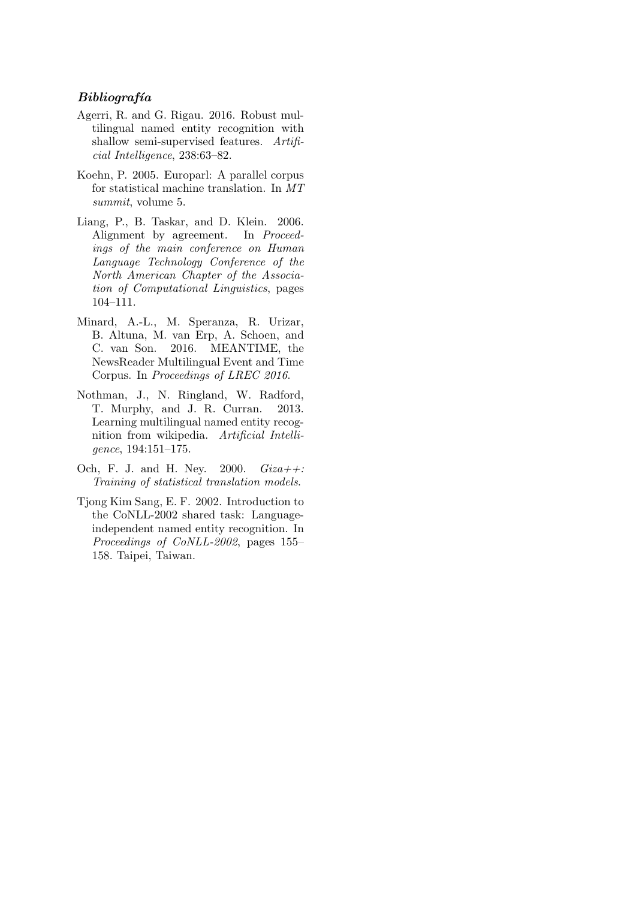### *Bibliografía*

Agerri, R. and G. Rigau. 2016. Robust multilingual named entity recognition with shallow semi-supervised features. *Artificial Intelligence*, 238:63–82.

Koehn, P. 2005. Europarl: A parallel corpus for statistical machine translation. In *MT summit*, volume 5.

Liang, P., B. Taskar, and D. Klein. 2006. Alignment by agreement. In *Proceedings of the main conference on Human Language Technology Conference of the North American Chapter of the Association of Computational Linguistics*, pages 104–111.

Minard, A.-L., M. Speranza, R. Urizar, B. Altuna, M. van Erp, A. Schoen, and C. van Son. 2016. MEANTIME, the NewsReader Multilingual Event and Time Corpus. In *Proceedings of LREC 2016*.

Nothman, J., N. Ringland, W. Radford, T. Murphy, and J. R. Curran. 2013. Learning multilingual named entity recognition from wikipedia. *Artificial Intelligence*, 194:151–175.

Och, F. J. and H. Ney. 2000. *Giza++: Training of statistical translation models*.

Tjong Kim Sang, E. F. 2002. Introduction to the CoNLL-2002 shared task: Language-independent named entity recognition. In *Proceedings of CoNLL-2002*, pages 155–158. Taipei, Taiwan.